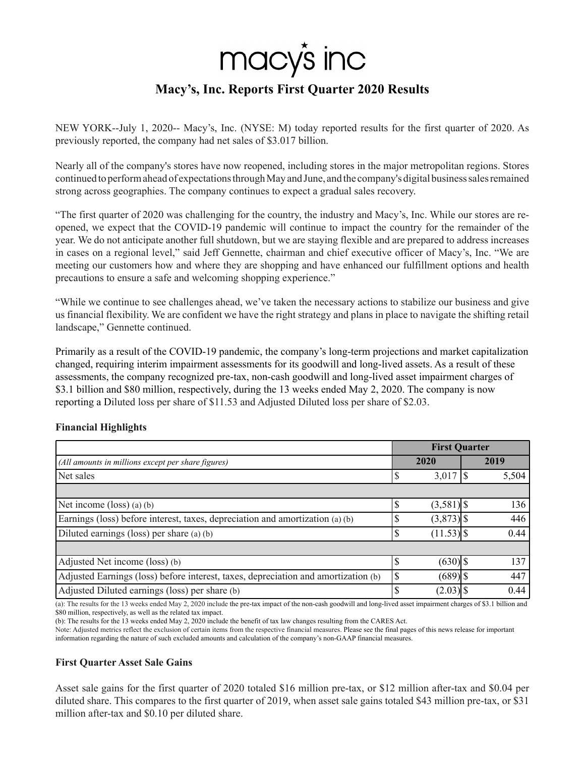# macy's inc

## Macy's, Inc. Reports First Quarter 2020 Results

NEW YORK--July 1, 2020-- Macy's, Inc. (NYSE: M) today reported results for the first quarter of 2020. As previously reported, the company had net sales of $3.017 billion.

Nearly all of the company's stores have now reopened, including stores in the major metropolitan regions. Stores continued to perform ahead of expectations through May and June, and the company's digital business sales remained strong across geographies. The company continues to expect a gradual sales recovery.

"The first quarter of 2020 was challenging for the country, the industry and Macy's, Inc. While our stores are re-opened, we expect that the COVID-19 pandemic will continue to impact the country for the remainder of the year. We do not anticipate another full shutdown, but we are staying flexible and are prepared to address increases in cases on a regional level," said Jeff Gennette, chairman and chief executive officer of Macy's, Inc. "We are meeting our customers how and where they are shopping and have enhanced our fulfillment options and health precautions to ensure a safe and welcoming shopping experience."

"While we continue to see challenges ahead, we've taken the necessary actions to stabilize our business and give us financial flexibility. We are confident we have the right strategy and plans in place to navigate the shifting retail landscape," Gennette continued.

Primarily as a result of the COVID-19 pandemic, the company's long-term projections and market capitalization changed, requiring interim impairment assessments for its goodwill and long-lived assets. As a result of these assessments, the company recognized pre-tax, non-cash goodwill and long-lived asset impairment charges of $3.1 billion and $80 million, respectively, during the 13 weeks ended May 2, 2020. The company is now reporting a Diluted loss per share of $11.53 and Adjusted Diluted loss per share of $2.03.

### Financial Highlights

| | First Quarter | |
|---|---|---|
| *(All amounts in millions except per share figures)* | 2020 | 2019 |
| Net sales | $ 3,017 | $ 5,504 |
| | | |
| Net income (loss) (a) (b) | $ (3,581) | $ 136 |
| Earnings (loss) before interest, taxes, depreciation and amortization (a) (b) | $ (3,873) | $ 446 |
| Diluted earnings (loss) per share (a) (b) | $ (11.53) | $ 0.44 |
| | | |
| Adjusted Net income (loss) (b) | $ (630) | $ 137 |
| Adjusted Earnings (loss) before interest, taxes, depreciation and amortization (b) | $ (689) | $ 447 |
| Adjusted Diluted earnings (loss) per share (b) | $ (2.03) | $ 0.44 |

(a): The results for the 13 weeks ended May 2, 2020 include the pre-tax impact of the non-cash goodwill and long-lived asset impairment charges of $3.1 billion and $80 million, respectively, as well as the related tax impact.

(b): The results for the 13 weeks ended May 2, 2020 include the benefit of tax law changes resulting from the CARES Act.

Note: Adjusted metrics reflect the exclusion of certain items from the respective financial measures. Please see the final pages of this news release for important information regarding the nature of such excluded amounts and calculation of the company's non-GAAP financial measures.

### First Quarter Asset Sale Gains

Asset sale gains for the first quarter of 2020 totaled $16 million pre-tax, or $12 million after-tax and $0.04 per diluted share. This compares to the first quarter of 2019, when asset sale gains totaled $43 million pre-tax, or $31 million after-tax and $0.10 per diluted share.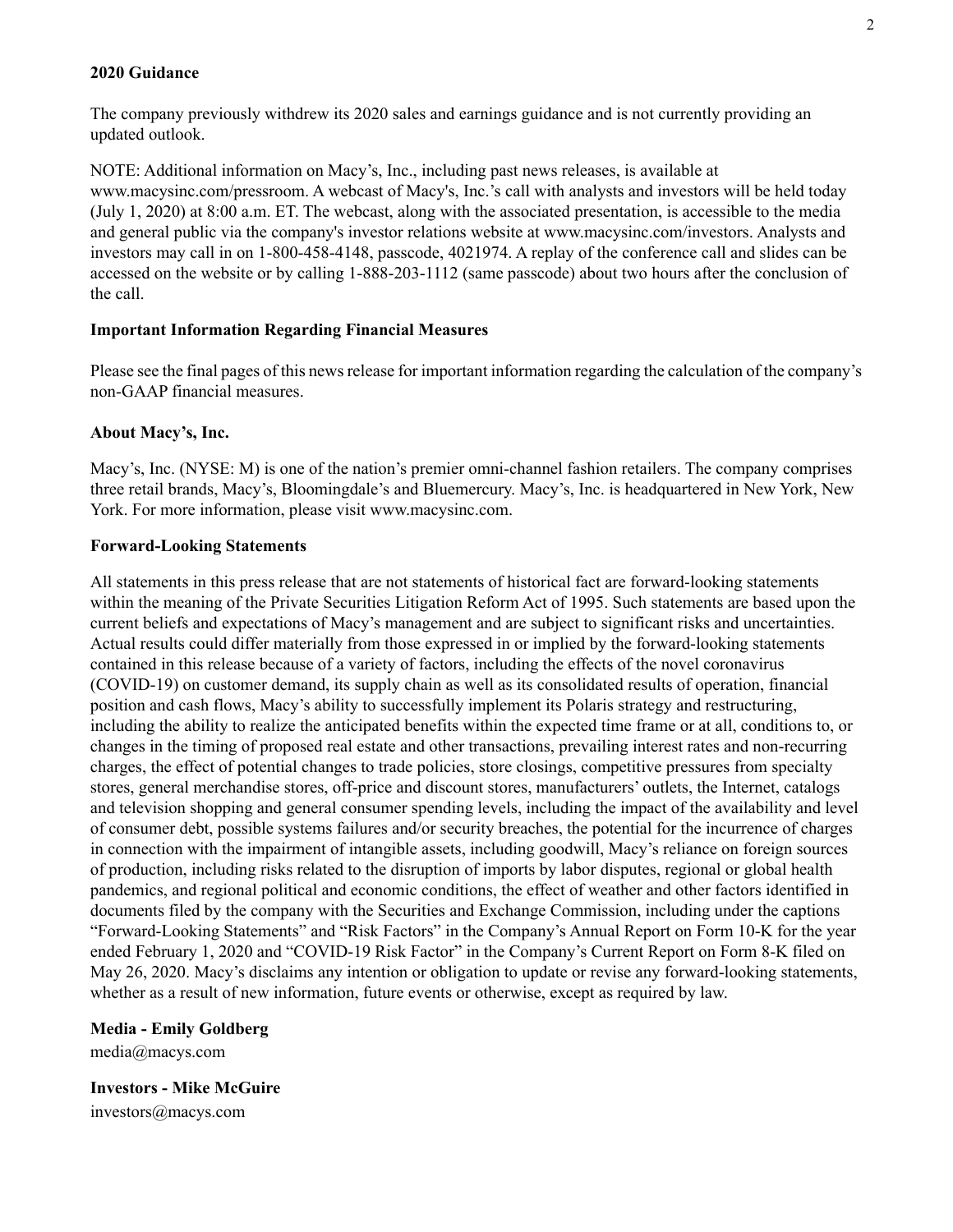**2020 Guidance**

The company previously withdrew its 2020 sales and earnings guidance and is not currently providing an updated outlook.

NOTE: Additional information on Macy's, Inc., including past news releases, is available at www.macysinc.com/pressroom. A webcast of Macy's, Inc.'s call with analysts and investors will be held today (July 1, 2020) at 8:00 a.m. ET. The webcast, along with the associated presentation, is accessible to the media and general public via the company's investor relations website at www.macysinc.com/investors. Analysts and investors may call in on 1-800-458-4148, passcode, 4021974. A replay of the conference call and slides can be accessed on the website or by calling 1-888-203-1112 (same passcode) about two hours after the conclusion of the call.

**Important Information Regarding Financial Measures**

Please see the final pages of this news release for important information regarding the calculation of the company's non-GAAP financial measures.

**About Macy's, Inc.**

Macy's, Inc. (NYSE: M) is one of the nation's premier omni-channel fashion retailers. The company comprises three retail brands, Macy's, Bloomingdale's and Bluemercury. Macy's, Inc. is headquartered in New York, New York. For more information, please visit www.macysinc.com.

**Forward-Looking Statements**

All statements in this press release that are not statements of historical fact are forward-looking statements within the meaning of the Private Securities Litigation Reform Act of 1995. Such statements are based upon the current beliefs and expectations of Macy's management and are subject to significant risks and uncertainties. Actual results could differ materially from those expressed in or implied by the forward-looking statements contained in this release because of a variety of factors, including the effects of the novel coronavirus (COVID-19) on customer demand, its supply chain as well as its consolidated results of operation, financial position and cash flows, Macy's ability to successfully implement its Polaris strategy and restructuring, including the ability to realize the anticipated benefits within the expected time frame or at all, conditions to, or changes in the timing of proposed real estate and other transactions, prevailing interest rates and non-recurring charges, the effect of potential changes to trade policies, store closings, competitive pressures from specialty stores, general merchandise stores, off-price and discount stores, manufacturers' outlets, the Internet, catalogs and television shopping and general consumer spending levels, including the impact of the availability and level of consumer debt, possible systems failures and/or security breaches, the potential for the incurrence of charges in connection with the impairment of intangible assets, including goodwill, Macy's reliance on foreign sources of production, including risks related to the disruption of imports by labor disputes, regional or global health pandemics, and regional political and economic conditions, the effect of weather and other factors identified in documents filed by the company with the Securities and Exchange Commission, including under the captions "Forward-Looking Statements" and "Risk Factors" in the Company's Annual Report on Form 10-K for the year ended February 1, 2020 and "COVID-19 Risk Factor" in the Company's Current Report on Form 8-K filed on May 26, 2020. Macy's disclaims any intention or obligation to update or revise any forward-looking statements, whether as a result of new information, future events or otherwise, except as required by law.

**Media - Emily Goldberg**
media@macys.com

**Investors - Mike McGuire**
investors@macys.com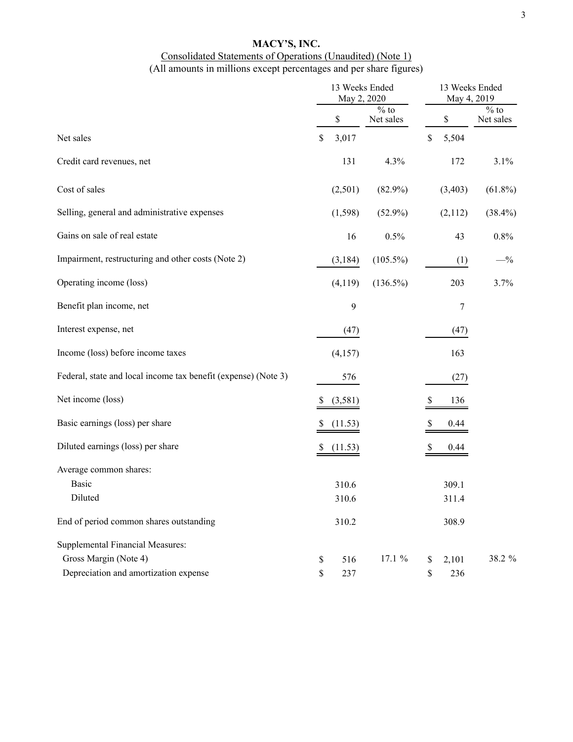# MACY'S, INC.

Consolidated Statements of Operations (Unaudited) (Note 1)

(All amounts in millions except percentages and per share figures)

| | 13 Weeks Ended May 2, 2020 | | 13 Weeks Ended May 4, 2019 | |
|---|---|---|---|---|
| | $ | % to Net sales | $ | % to Net sales |
| Net sales | $ 3,017 | | $ 5,504 | |
| Credit card revenues, net | 131 | 4.3% | 172 | 3.1% |
| Cost of sales | (2,501) | (82.9%) | (3,403) | (61.8%) |
| Selling, general and administrative expenses | (1,598) | (52.9%) | (2,112) | (38.4%) |
| Gains on sale of real estate | 16 | 0.5% | 43 | 0.8% |
| Impairment, restructuring and other costs (Note 2) | (3,184) | (105.5%) | (1) | —% |
| Operating income (loss) | (4,119) | (136.5%) | 203 | 3.7% |
| Benefit plan income, net | 9 | | 7 | |
| Interest expense, net | (47) | | (47) | |
| Income (loss) before income taxes | (4,157) | | 163 | |
| Federal, state and local income tax benefit (expense) (Note 3) | 576 | | (27) | |
| Net income (loss) | $ (3,581) | | $ 136 | |
| Basic earnings (loss) per share | $ (11.53) | | $ 0.44 | |
| Diluted earnings (loss) per share | $ (11.53) | | $ 0.44 | |
| Average common shares: | | | | |
| Basic | 310.6 | | 309.1 | |
| Diluted | 310.6 | | 311.4 | |
| End of period common shares outstanding | 310.2 | | 308.9 | |
| Supplemental Financial Measures: | | | | |
| Gross Margin (Note 4) | $ 516 | 17.1 % | $ 2,101 | 38.2 % |
| Depreciation and amortization expense | $ 237 | | $ 236 | |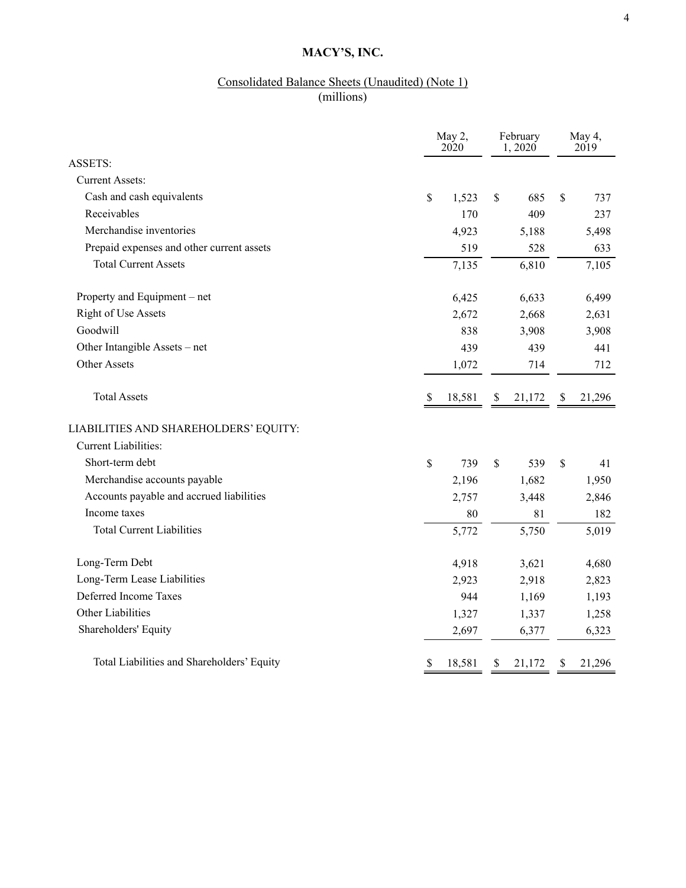# MACY'S, INC.

## Consolidated Balance Sheets (Unaudited) (Note 1)

(millions)

| | May 2, 2020 | February 1, 2020 | May 4, 2019 |
|---|---|---|---|
| ASSETS: | | | |
| Current Assets: | | | |
| Cash and cash equivalents | $ 1,523 | $ 685 | $ 737 |
| Receivables | 170 | 409 | 237 |
| Merchandise inventories | 4,923 | 5,188 | 5,498 |
| Prepaid expenses and other current assets | 519 | 528 | 633 |
| Total Current Assets | 7,135 | 6,810 | 7,105 |
| Property and Equipment – net | 6,425 | 6,633 | 6,499 |
| Right of Use Assets | 2,672 | 2,668 | 2,631 |
| Goodwill | 838 | 3,908 | 3,908 |
| Other Intangible Assets – net | 439 | 439 | 441 |
| Other Assets | 1,072 | 714 | 712 |
| Total Assets | $ 18,581 | $ 21,172 | $ 21,296 |
| LIABILITIES AND SHAREHOLDERS' EQUITY: | | | |
| Current Liabilities: | | | |
| Short-term debt | $ 739 | $ 539 | $ 41 |
| Merchandise accounts payable | 2,196 | 1,682 | 1,950 |
| Accounts payable and accrued liabilities | 2,757 | 3,448 | 2,846 |
| Income taxes | 80 | 81 | 182 |
| Total Current Liabilities | 5,772 | 5,750 | 5,019 |
| Long-Term Debt | 4,918 | 3,621 | 4,680 |
| Long-Term Lease Liabilities | 2,923 | 2,918 | 2,823 |
| Deferred Income Taxes | 944 | 1,169 | 1,193 |
| Other Liabilities | 1,327 | 1,337 | 1,258 |
| Shareholders' Equity | 2,697 | 6,377 | 6,323 |
| Total Liabilities and Shareholders' Equity | $ 18,581 | $ 21,172 | $ 21,296 |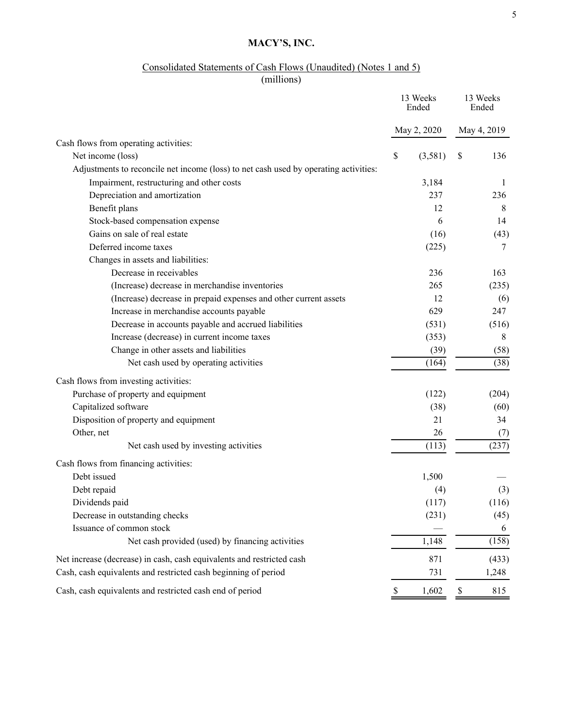# MACY'S, INC.

## Consolidated Statements of Cash Flows (Unaudited) (Notes 1 and 5)

(millions)

| | 13 Weeks Ended May 2, 2020 | 13 Weeks Ended May 4, 2019 |
|---|---|---|
| Cash flows from operating activities: | | |
| Net income (loss) | $ (3,581) | $ 136 |
| Adjustments to reconcile net income (loss) to net cash used by operating activities: | | |
| Impairment, restructuring and other costs | 3,184 | 1 |
| Depreciation and amortization | 237 | 236 |
| Benefit plans | 12 | 8 |
| Stock-based compensation expense | 6 | 14 |
| Gains on sale of real estate | (16) | (43) |
| Deferred income taxes | (225) | 7 |
| Changes in assets and liabilities: | | |
| Decrease in receivables | 236 | 163 |
| (Increase) decrease in merchandise inventories | 265 | (235) |
| (Increase) decrease in prepaid expenses and other current assets | 12 | (6) |
| Increase in merchandise accounts payable | 629 | 247 |
| Decrease in accounts payable and accrued liabilities | (531) | (516) |
| Increase (decrease) in current income taxes | (353) | 8 |
| Change in other assets and liabilities | (39) | (58) |
| Net cash used by operating activities | (164) | (38) |
| Cash flows from investing activities: | | |
| Purchase of property and equipment | (122) | (204) |
| Capitalized software | (38) | (60) |
| Disposition of property and equipment | 21 | 34 |
| Other, net | 26 | (7) |
| Net cash used by investing activities | (113) | (237) |
| Cash flows from financing activities: | | |
| Debt issued | 1,500 | — |
| Debt repaid | (4) | (3) |
| Dividends paid | (117) | (116) |
| Decrease in outstanding checks | (231) | (45) |
| Issuance of common stock | — | 6 |
| Net cash provided (used) by financing activities | 1,148 | (158) |
| Net increase (decrease) in cash, cash equivalents and restricted cash | 871 | (433) |
| Cash, cash equivalents and restricted cash beginning of period | 731 | 1,248 |
| Cash, cash equivalents and restricted cash end of period | $ 1,602 | $ 815 |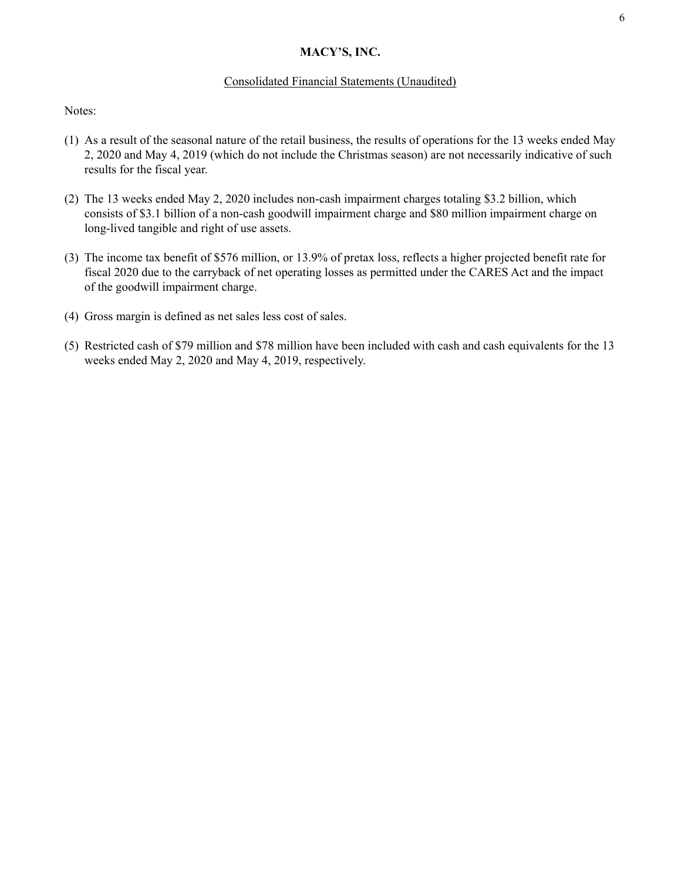**MACY'S, INC.**

Consolidated Financial Statements (Unaudited)

Notes:

(1) As a result of the seasonal nature of the retail business, the results of operations for the 13 weeks ended May 2, 2020 and May 4, 2019 (which do not include the Christmas season) are not necessarily indicative of such results for the fiscal year.

(2) The 13 weeks ended May 2, 2020 includes non-cash impairment charges totaling $3.2 billion, which consists of $3.1 billion of a non-cash goodwill impairment charge and $80 million impairment charge on long-lived tangible and right of use assets.

(3) The income tax benefit of $576 million, or 13.9% of pretax loss, reflects a higher projected benefit rate for fiscal 2020 due to the carryback of net operating losses as permitted under the CARES Act and the impact of the goodwill impairment charge.

(4) Gross margin is defined as net sales less cost of sales.

(5) Restricted cash of $79 million and $78 million have been included with cash and cash equivalents for the 13 weeks ended May 2, 2020 and May 4, 2019, respectively.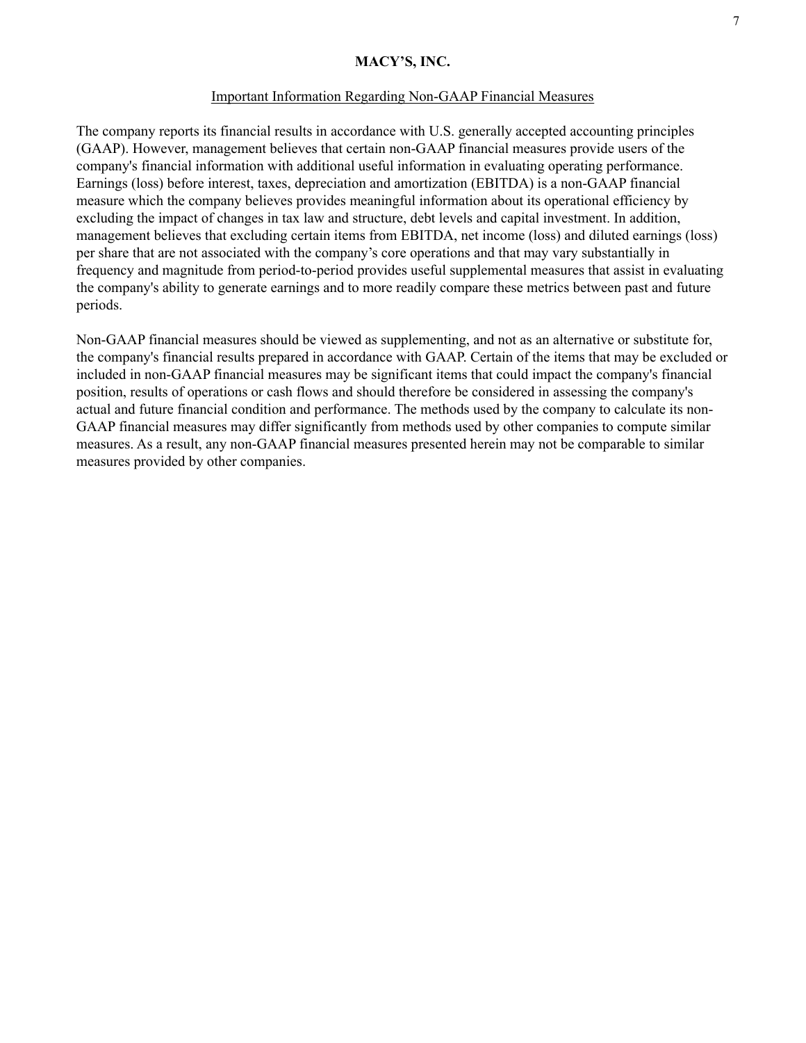# MACY'S, INC.

## Important Information Regarding Non-GAAP Financial Measures

The company reports its financial results in accordance with U.S. generally accepted accounting principles (GAAP). However, management believes that certain non-GAAP financial measures provide users of the company's financial information with additional useful information in evaluating operating performance. Earnings (loss) before interest, taxes, depreciation and amortization (EBITDA) is a non-GAAP financial measure which the company believes provides meaningful information about its operational efficiency by excluding the impact of changes in tax law and structure, debt levels and capital investment. In addition, management believes that excluding certain items from EBITDA, net income (loss) and diluted earnings (loss) per share that are not associated with the company's core operations and that may vary substantially in frequency and magnitude from period-to-period provides useful supplemental measures that assist in evaluating the company's ability to generate earnings and to more readily compare these metrics between past and future periods.

Non-GAAP financial measures should be viewed as supplementing, and not as an alternative or substitute for, the company's financial results prepared in accordance with GAAP. Certain of the items that may be excluded or included in non-GAAP financial measures may be significant items that could impact the company's financial position, results of operations or cash flows and should therefore be considered in assessing the company's actual and future financial condition and performance. The methods used by the company to calculate its non-GAAP financial measures may differ significantly from methods used by other companies to compute similar measures. As a result, any non-GAAP financial measures presented herein may not be comparable to similar measures provided by other companies.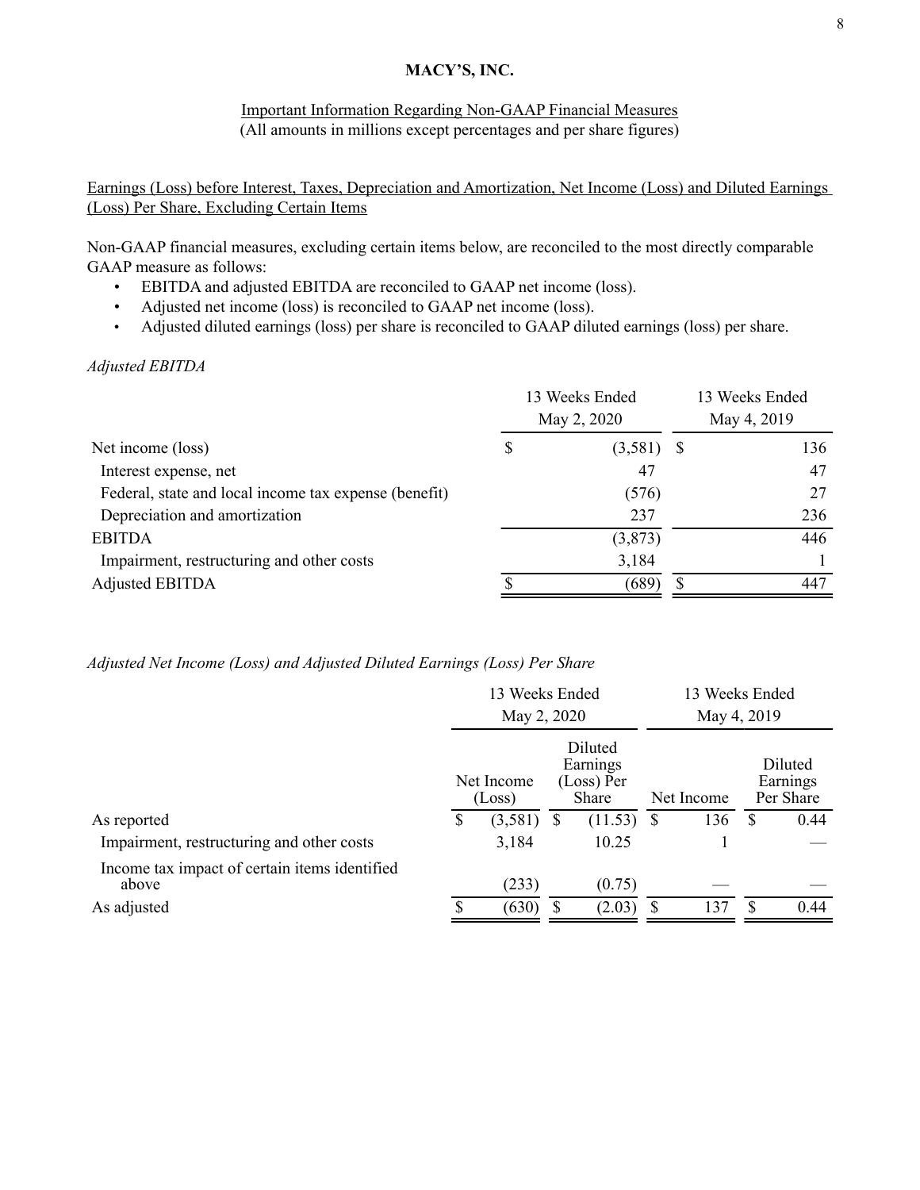# MACY'S, INC.

Important Information Regarding Non-GAAP Financial Measures
(All amounts in millions except percentages and per share figures)

Earnings (Loss) before Interest, Taxes, Depreciation and Amortization, Net Income (Loss) and Diluted Earnings (Loss) Per Share, Excluding Certain Items

Non-GAAP financial measures, excluding certain items below, are reconciled to the most directly comparable GAAP measure as follows:

- EBITDA and adjusted EBITDA are reconciled to GAAP net income (loss).
- Adjusted net income (loss) is reconciled to GAAP net income (loss).
- Adjusted diluted earnings (loss) per share is reconciled to GAAP diluted earnings (loss) per share.

*Adjusted EBITDA*

| | 13 Weeks Ended May 2, 2020 | 13 Weeks Ended May 4, 2019 |
|---|---|---|
| Net income (loss) | $ (3,581) | $ 136 |
| Interest expense, net | 47 | 47 |
| Federal, state and local income tax expense (benefit) | (576) | 27 |
| Depreciation and amortization | 237 | 236 |
| EBITDA | (3,873) | 446 |
| Impairment, restructuring and other costs | 3,184 | 1 |
| Adjusted EBITDA | $ (689) | $ 447 |

*Adjusted Net Income (Loss) and Adjusted Diluted Earnings (Loss) Per Share*

| | 13 Weeks Ended May 2, 2020 | | 13 Weeks Ended May 4, 2019 | |
|---|---|---|---|---|
| | Net Income (Loss) | Diluted Earnings (Loss) Per Share | Net Income | Diluted Earnings Per Share |
| As reported | $ (3,581) | $ (11.53) | $ 136 | $ 0.44 |
| Impairment, restructuring and other costs | 3,184 | 10.25 | 1 | — |
| Income tax impact of certain items identified above | (233) | (0.75) | — | — |
| As adjusted | $ (630) | $ (2.03) | $ 137 | $ 0.44 |